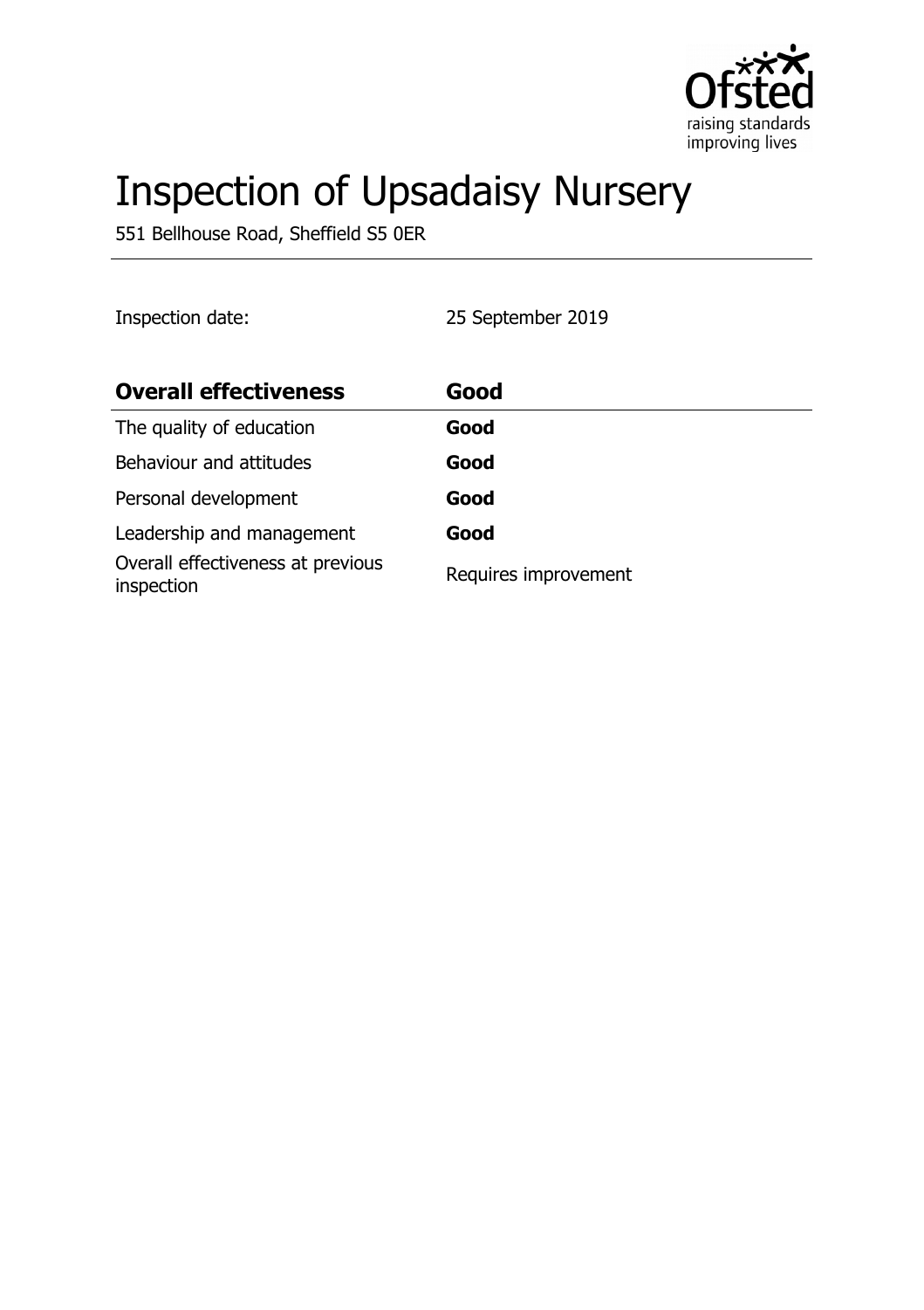# Inspection of Upsadaisy Nursery

551 Bellhouse Road, Sheffield S5 0ER

Inspection date: 25 September 2019

| **Overall effectiveness** | **Good** |
| --- | --- |
| The quality of education | **Good** |
| Behaviour and attitudes | **Good** |
| Personal development | **Good** |
| Leadership and management | **Good** |
| Overall effectiveness at previous inspection | Requires improvement |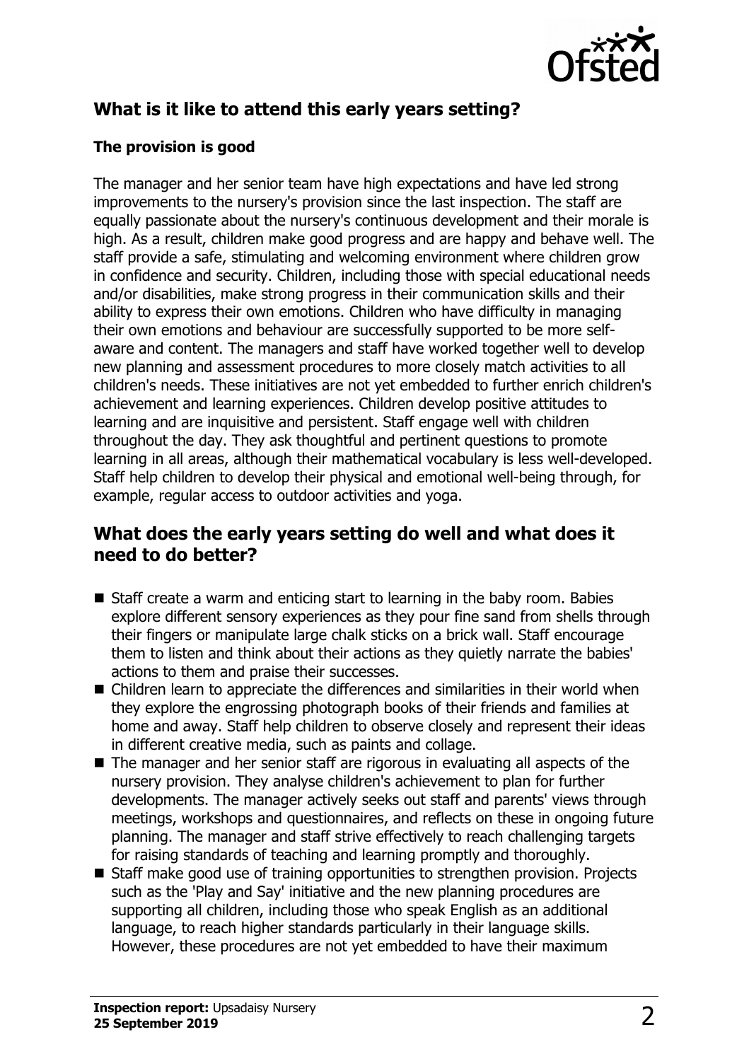## What is it like to attend this early years setting?

### The provision is good

The manager and her senior team have high expectations and have led strong improvements to the nursery's provision since the last inspection. The staff are equally passionate about the nursery's continuous development and their morale is high. As a result, children make good progress and are happy and behave well. The staff provide a safe, stimulating and welcoming environment where children grow in confidence and security. Children, including those with special educational needs and/or disabilities, make strong progress in their communication skills and their ability to express their own emotions. Children who have difficulty in managing their own emotions and behaviour are successfully supported to be more self-aware and content. The managers and staff have worked together well to develop new planning and assessment procedures to more closely match activities to all children's needs. These initiatives are not yet embedded to further enrich children's achievement and learning experiences. Children develop positive attitudes to learning and are inquisitive and persistent. Staff engage well with children throughout the day. They ask thoughtful and pertinent questions to promote learning in all areas, although their mathematical vocabulary is less well-developed. Staff help children to develop their physical and emotional well-being through, for example, regular access to outdoor activities and yoga.

## What does the early years setting do well and what does it need to do better?

- Staff create a warm and enticing start to learning in the baby room. Babies explore different sensory experiences as they pour fine sand from shells through their fingers or manipulate large chalk sticks on a brick wall. Staff encourage them to listen and think about their actions as they quietly narrate the babies' actions to them and praise their successes.
- Children learn to appreciate the differences and similarities in their world when they explore the engrossing photograph books of their friends and families at home and away. Staff help children to observe closely and represent their ideas in different creative media, such as paints and collage.
- The manager and her senior staff are rigorous in evaluating all aspects of the nursery provision. They analyse children's achievement to plan for further developments. The manager actively seeks out staff and parents' views through meetings, workshops and questionnaires, and reflects on these in ongoing future planning. The manager and staff strive effectively to reach challenging targets for raising standards of teaching and learning promptly and thoroughly.
- Staff make good use of training opportunities to strengthen provision. Projects such as the 'Play and Say' initiative and the new planning procedures are supporting all children, including those who speak English as an additional language, to reach higher standards particularly in their language skills. However, these procedures are not yet embedded to have their maximum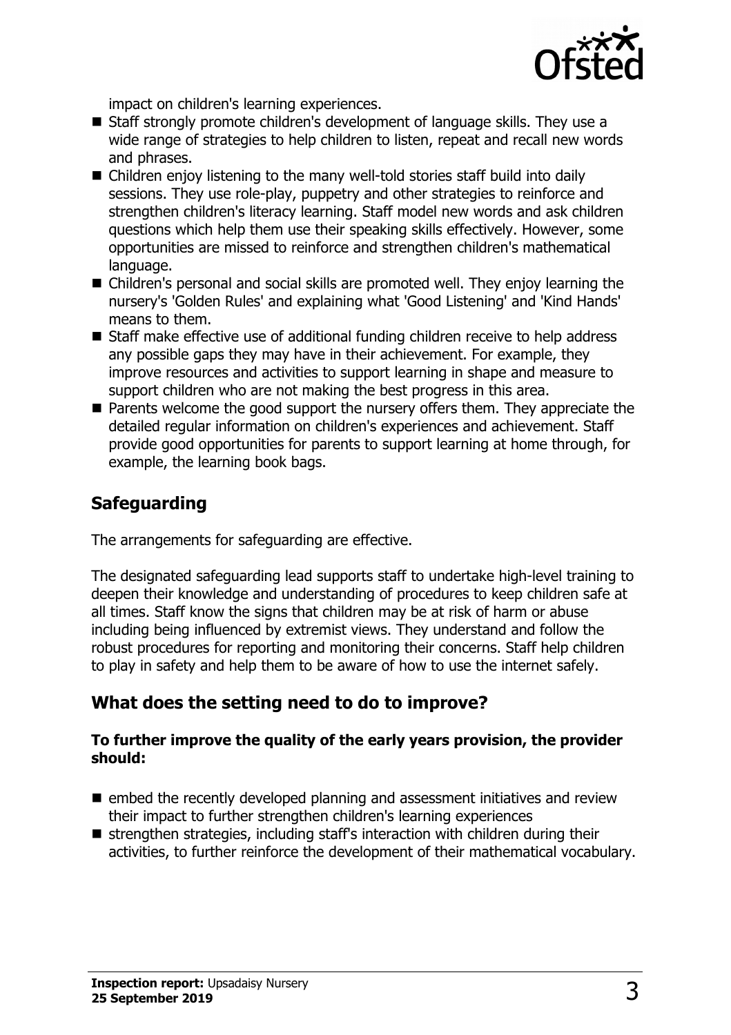impact on children's learning experiences.

- Staff strongly promote children's development of language skills. They use a wide range of strategies to help children to listen, repeat and recall new words and phrases.
- Children enjoy listening to the many well-told stories staff build into daily sessions. They use role-play, puppetry and other strategies to reinforce and strengthen children's literacy learning. Staff model new words and ask children questions which help them use their speaking skills effectively. However, some opportunities are missed to reinforce and strengthen children's mathematical language.
- Children's personal and social skills are promoted well. They enjoy learning the nursery's 'Golden Rules' and explaining what 'Good Listening' and 'Kind Hands' means to them.
- Staff make effective use of additional funding children receive to help address any possible gaps they may have in their achievement. For example, they improve resources and activities to support learning in shape and measure to support children who are not making the best progress in this area.
- Parents welcome the good support the nursery offers them. They appreciate the detailed regular information on children's experiences and achievement. Staff provide good opportunities for parents to support learning at home through, for example, the learning book bags.

## Safeguarding

The arrangements for safeguarding are effective.

The designated safeguarding lead supports staff to undertake high-level training to deepen their knowledge and understanding of procedures to keep children safe at all times. Staff know the signs that children may be at risk of harm or abuse including being influenced by extremist views. They understand and follow the robust procedures for reporting and monitoring their concerns. Staff help children to play in safety and help them to be aware of how to use the internet safely.

## What does the setting need to do to improve?

**To further improve the quality of the early years provision, the provider should:**

- embed the recently developed planning and assessment initiatives and review their impact to further strengthen children's learning experiences
- strengthen strategies, including staff's interaction with children during their activities, to further reinforce the development of their mathematical vocabulary.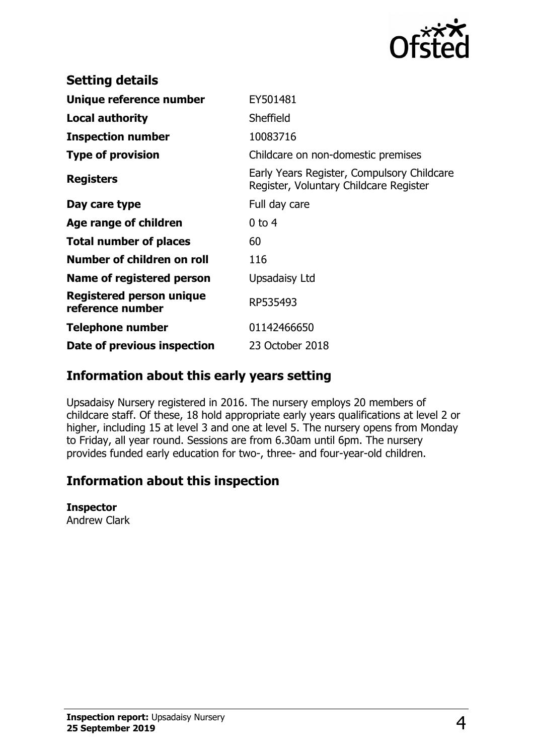## Setting details

| | |
|---|---|
| **Unique reference number** | EY501481 |
| **Local authority** | Sheffield |
| **Inspection number** | 10083716 |
| **Type of provision** | Childcare on non-domestic premises |
| **Registers** | Early Years Register, Compulsory Childcare Register, Voluntary Childcare Register |
| **Day care type** | Full day care |
| **Age range of children** | 0 to 4 |
| **Total number of places** | 60 |
| **Number of children on roll** | 116 |
| **Name of registered person** | Upsadaisy Ltd |
| **Registered person unique reference number** | RP535493 |
| **Telephone number** | 01142466650 |
| **Date of previous inspection** | 23 October 2018 |

## Information about this early years setting

Upsadaisy Nursery registered in 2016. The nursery employs 20 members of childcare staff. Of these, 18 hold appropriate early years qualifications at level 2 or higher, including 15 at level 3 and one at level 5. The nursery opens from Monday to Friday, all year round. Sessions are from 6.30am until 6pm. The nursery provides funded early education for two-, three- and four-year-old children.

## Information about this inspection

**Inspector**
Andrew Clark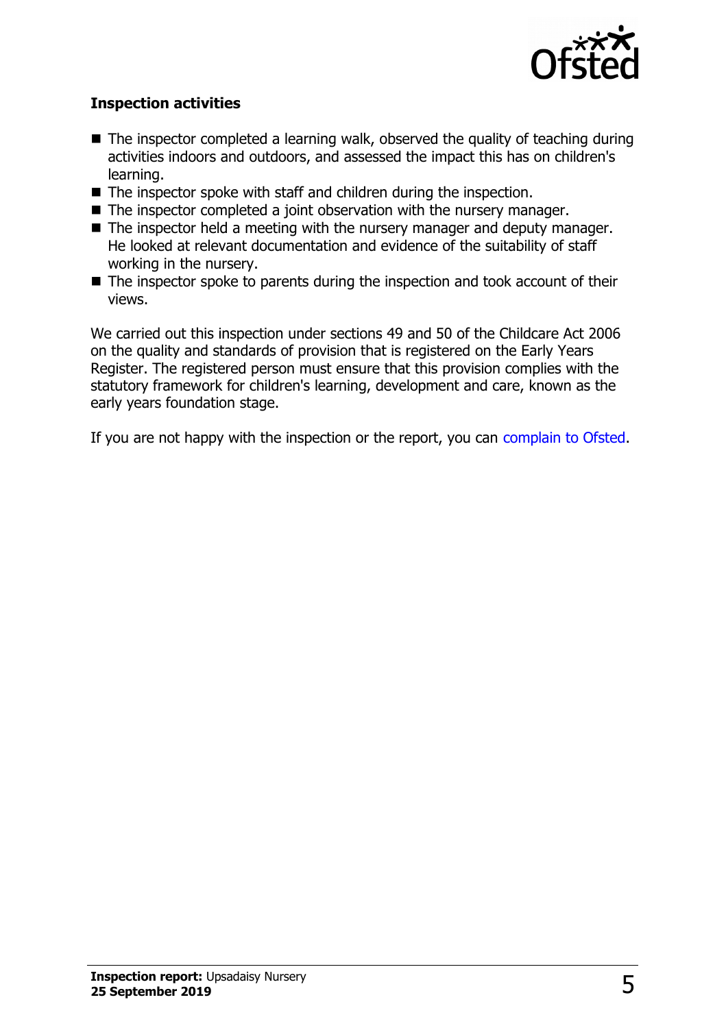### Inspection activities

- The inspector completed a learning walk, observed the quality of teaching during activities indoors and outdoors, and assessed the impact this has on children's learning.
- The inspector spoke with staff and children during the inspection.
- The inspector completed a joint observation with the nursery manager.
- The inspector held a meeting with the nursery manager and deputy manager. He looked at relevant documentation and evidence of the suitability of staff working in the nursery.
- The inspector spoke to parents during the inspection and took account of their views.

We carried out this inspection under sections 49 and 50 of the Childcare Act 2006 on the quality and standards of provision that is registered on the Early Years Register. The registered person must ensure that this provision complies with the statutory framework for children's learning, development and care, known as the early years foundation stage.

If you are not happy with the inspection or the report, you can complain to Ofsted.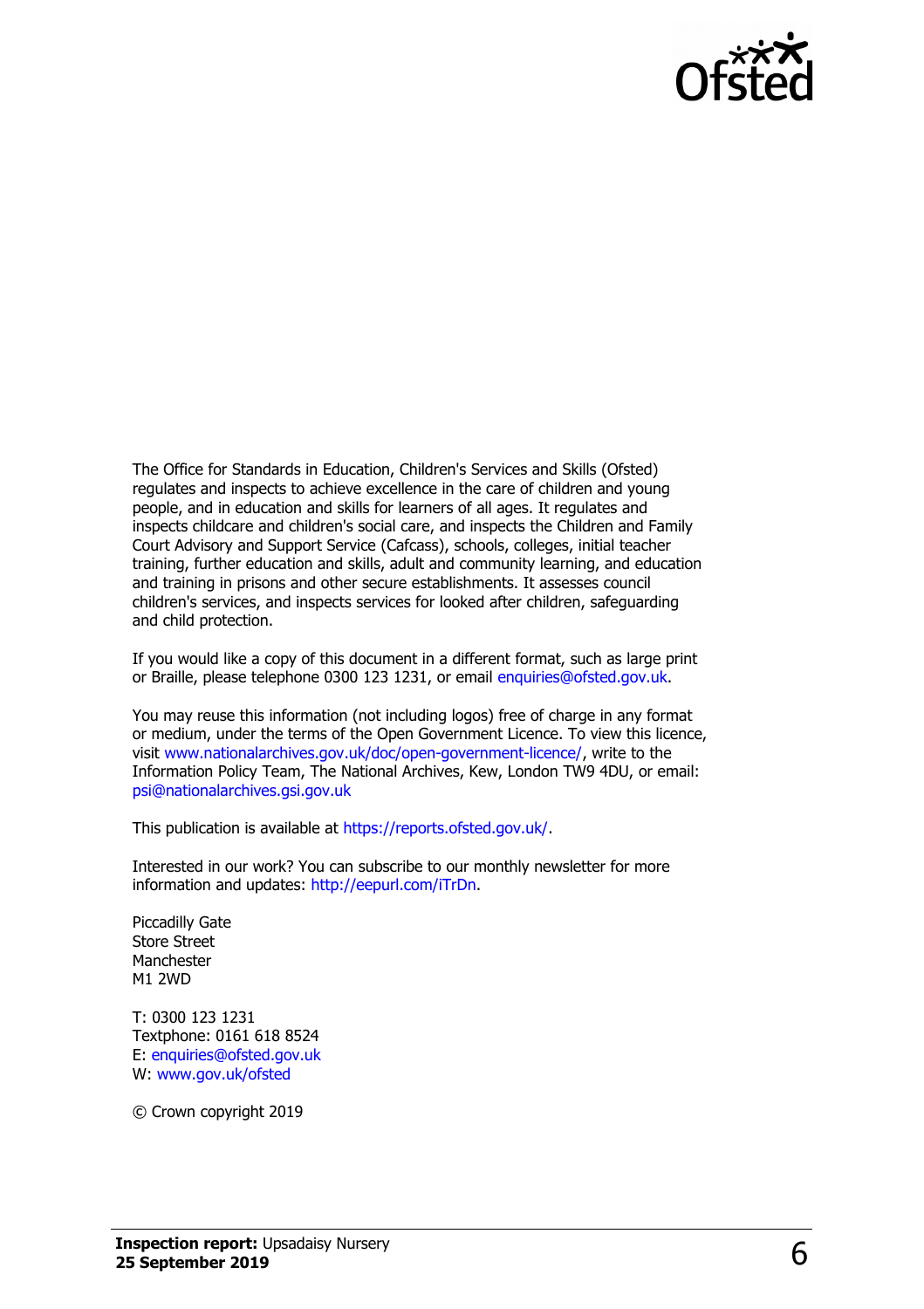The Office for Standards in Education, Children's Services and Skills (Ofsted) regulates and inspects to achieve excellence in the care of children and young people, and in education and skills for learners of all ages. It regulates and inspects childcare and children's social care, and inspects the Children and Family Court Advisory and Support Service (Cafcass), schools, colleges, initial teacher training, further education and skills, adult and community learning, and education and training in prisons and other secure establishments. It assesses council children's services, and inspects services for looked after children, safeguarding and child protection.

If you would like a copy of this document in a different format, such as large print or Braille, please telephone 0300 123 1231, or email enquiries@ofsted.gov.uk.

You may reuse this information (not including logos) free of charge in any format or medium, under the terms of the Open Government Licence. To view this licence, visit www.nationalarchives.gov.uk/doc/open-government-licence/, write to the Information Policy Team, The National Archives, Kew, London TW9 4DU, or email: psi@nationalarchives.gsi.gov.uk

This publication is available at https://reports.ofsted.gov.uk/.

Interested in our work? You can subscribe to our monthly newsletter for more information and updates: http://eepurl.com/iTrDn.

Piccadilly Gate
Store Street
Manchester
M1 2WD

T: 0300 123 1231
Textphone: 0161 618 8524
E: enquiries@ofsted.gov.uk
W: www.gov.uk/ofsted

© Crown copyright 2019